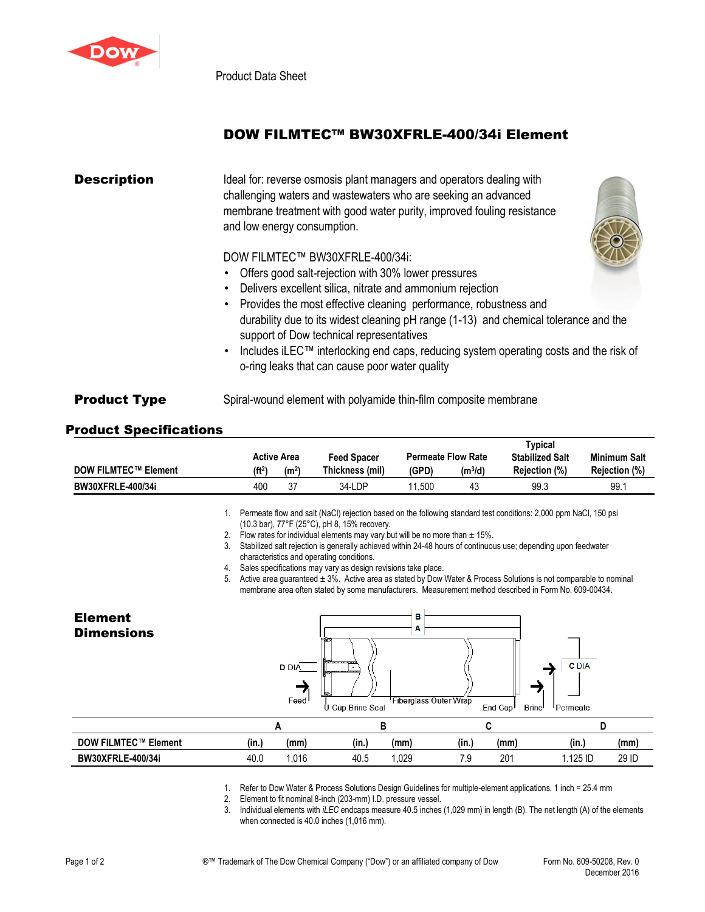Product Data Sheet

# DOW FILMTEC™ BW30XFRLE-400/34i Element

## Description

Ideal for: reverse osmosis plant managers and operators dealing with challenging waters and wastewaters who are seeking an advanced membrane treatment with good water purity, improved fouling resistance and low energy consumption.

DOW FILMTEC™ BW30XFRLE-400/34i:

- Offers good salt-rejection with 30% lower pressures
- Delivers excellent silica, nitrate and ammonium rejection
- Provides the most effective cleaning performance, robustness and durability due to its widest cleaning pH range (1-13) and chemical tolerance and the support of Dow technical representatives
- Includes iLEC™ interlocking end caps, reducing system operating costs and the risk of o-ring leaks that can cause poor water quality

## Product Type

Spiral-wound element with polyamide thin-film composite membrane

## Product Specifications

| DOW FILMTEC™ Element | Active Area ($ft^2$) | Active Area ($m^2$) | Feed Spacer Thickness (mil) | Permeate Flow Rate (GPD) | Permeate Flow Rate ($m^3$/d) | Typical Stabilized Salt Rejection (%) | Minimum Salt Rejection (%) |
|---|---|---|---|---|---|---|---|
| BW30XFRLE-400/34i | 400 | 37 | 34-LDP | 11,500 | 43 | 99.3 | 99.1 |

1. Permeate flow and salt (NaCl) rejection based on the following standard test conditions: 2,000 ppm NaCl, 150 psi (10.3 bar), 77°F (25°C), pH 8, 15% recovery.
2. Flow rates for individual elements may vary but will be no more than ± 15%.
3. Stabilized salt rejection is generally achieved within 24-48 hours of continuous use; depending upon feedwater characteristics and operating conditions.
4. Sales specifications may vary as design revisions take place.
5. Active area guaranteed ± 3%. Active area as stated by Dow Water & Process Solutions is not comparable to nominal membrane area often stated by some manufacturers. Measurement method described in Form No. 609-00434.

## Element Dimensions

| DOW FILMTEC™ Element | A (in.) | A (mm) | B (in.) | B (mm) | C (in.) | C (mm) | D (in.) | D (mm) |
|---|---|---|---|---|---|---|---|---|
| BW30XFRLE-400/34i | 40.0 | 1,016 | 40.5 | 1,029 | 7.9 | 201 | 1.125 ID | 29 ID |

1. Refer to Dow Water & Process Solutions Design Guidelines for multiple-element applications. 1 inch = 25.4 mm
2. Element to fit nominal 8-inch (203-mm) I.D. pressure vessel.
3. Individual elements with *iLEC* endcaps measure 40.5 inches (1,029 mm) in length (B). The net length (A) of the elements when connected is 40.0 inches (1,016 mm).

®™ Trademark of The Dow Chemical Company ("Dow") or an affiliated company of Dow

Form No. 609-50208, Rev. 0
December 2016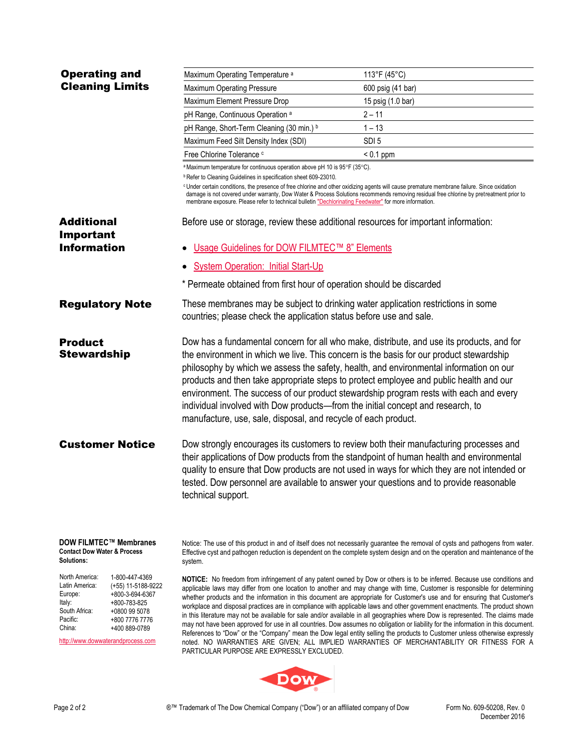## Operating and Cleaning Limits

| | |
|---|---|
| Maximum Operating Temperature [a] | 113°F (45°C) |
| Maximum Operating Pressure | 600 psig (41 bar) |
| Maximum Element Pressure Drop | 15 psig (1.0 bar) |
| pH Range, Continuous Operation [a] | 2 – 11 |
| pH Range, Short-Term Cleaning (30 min.) [b] | 1 – 13 |
| Maximum Feed Silt Density Index (SDI) | SDI 5 |
| Free Chlorine Tolerance [c] | < 0.1 ppm |

[a] Maximum temperature for continuous operation above pH 10 is 95°F (35°C).

[b] Refer to Cleaning Guidelines in specification sheet 609-23010.

[c] Under certain conditions, the presence of free chlorine and other oxidizing agents will cause premature membrane failure. Since oxidation damage is not covered under warranty, Dow Water & Process Solutions recommends removing residual free chlorine by pretreatment prior to membrane exposure. Please refer to technical bulletin "Dechlorinating Feedwater" for more information.

## Additional Important Information

Before use or storage, review these additional resources for important information:

- Usage Guidelines for DOW FILMTEC™ 8" Elements
- System Operation: Initial Start-Up

* Permeate obtained from first hour of operation should be discarded

## Regulatory Note

These membranes may be subject to drinking water application restrictions in some countries; please check the application status before use and sale.

## Product Stewardship

Dow has a fundamental concern for all who make, distribute, and use its products, and for the environment in which we live. This concern is the basis for our product stewardship philosophy by which we assess the safety, health, and environmental information on our products and then take appropriate steps to protect employee and public health and our environment. The success of our product stewardship program rests with each and every individual involved with Dow products—from the initial concept and research, to manufacture, use, sale, disposal, and recycle of each product.

## Customer Notice

Dow strongly encourages its customers to review both their manufacturing processes and their applications of Dow products from the standpoint of human health and environmental quality to ensure that Dow products are not used in ways for which they are not intended or tested. Dow personnel are available to answer your questions and to provide reasonable technical support.

**DOW FILMTEC™ Membranes**
**Contact Dow Water & Process Solutions:**

| | |
|---|---|
| North America: | 1-800-447-4369 |
| Latin America: | (+55) 11-5188-9222 |
| Europe: | +800-3-694-6367 |
| Italy: | +800-783-825 |
| South Africa: | +0800 99 5078 |
| Pacific: | +800 7776 7776 |
| China: | +400 889-0789 |

http://www.dowwaterandprocess.com

Notice: The use of this product in and of itself does not necessarily guarantee the removal of cysts and pathogens from water. Effective cyst and pathogen reduction is dependent on the complete system design and on the operation and maintenance of the system.

**NOTICE:** No freedom from infringement of any patent owned by Dow or others is to be inferred. Because use conditions and applicable laws may differ from one location to another and may change with time, Customer is responsible for determining whether products and the information in this document are appropriate for Customer's use and for ensuring that Customer's workplace and disposal practices are in compliance with applicable laws and other government enactments. The product shown in this literature may not be available for sale and/or available in all geographies where Dow is represented. The claims made may not have been approved for use in all countries. Dow assumes no obligation or liability for the information in this document. References to "Dow" or the "Company" mean the Dow legal entity selling the products to Customer unless otherwise expressly noted. NO WARRANTIES ARE GIVEN; ALL IMPLIED WARRANTIES OF MERCHANTABILITY OR FITNESS FOR A PARTICULAR PURPOSE ARE EXPRESSLY EXCLUDED.

®™ Trademark of The Dow Chemical Company ("Dow") or an affiliated company of Dow

Form No. 609-50208, Rev. 0
December 2016